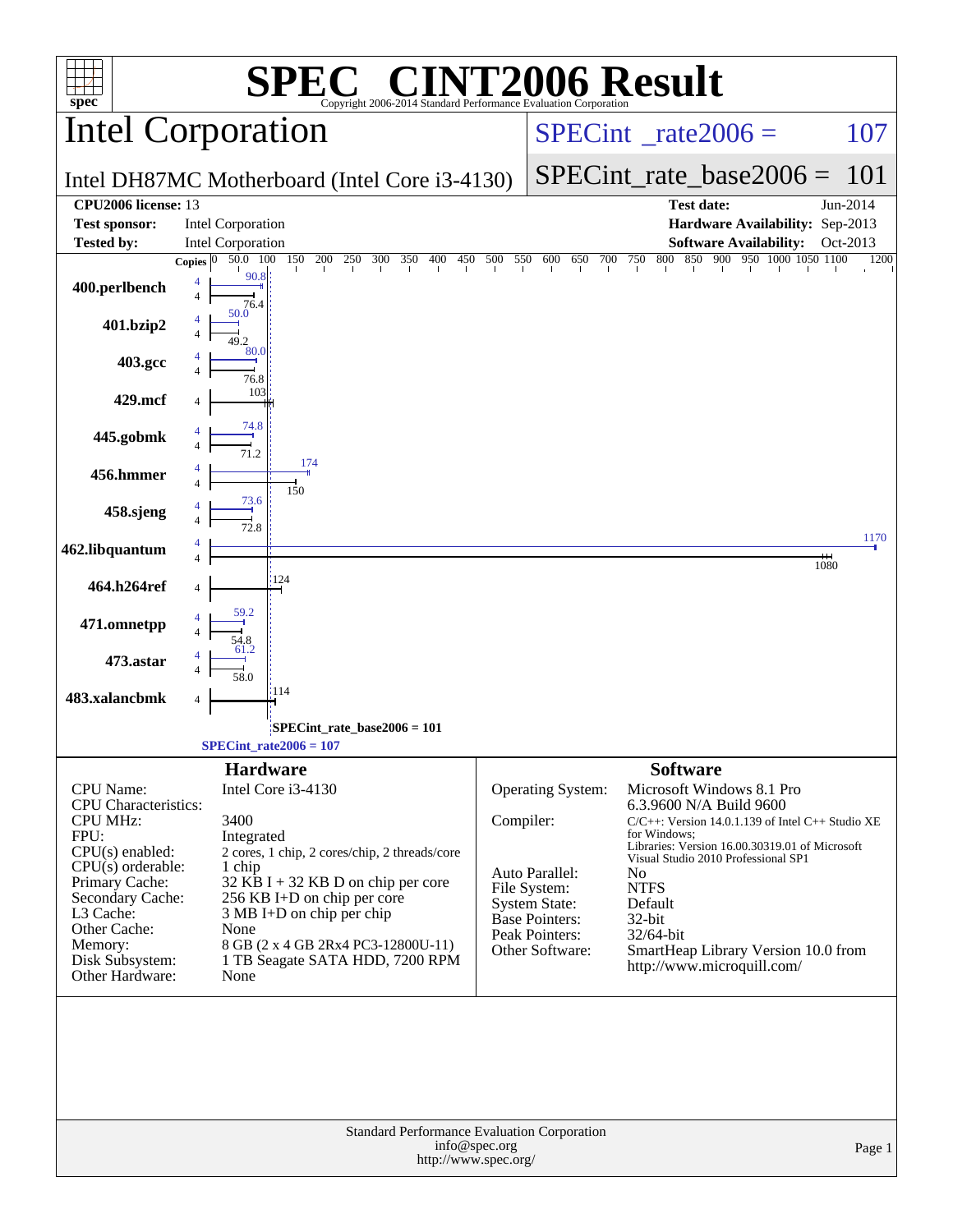# SPEC CINT2006 Result

Copyright 2006-2014 Standard Performance Evaluation Corporation

## Intel Corporation

Intel DH87MC Motherboard (Intel Core i3-4130)

SPECint_rate2006 = 107

SPECint_rate_base2006 = 101

| | | | |
|---|---|---|---|
| **CPU2006 license:** | 13 | **Test date:** | Jun-2014 |
| **Test sponsor:** | Intel Corporation | **Hardware Availability:** | Sep-2013 |
| **Tested by:** | Intel Corporation | **Software Availability:** | Oct-2013 |

| Benchmark | Copies | Peak | Base |
|---|---|---|---|
| 400.perlbench | 4 | 90.8 | 76.4 |
| 401.bzip2 | 4 | 50.0 | 49.2 |
| 403.gcc | 4 | 80.0 | 76.8 |
| 429.mcf | 4 | | 103 |
| 445.gobmk | 4 | 74.8 | 71.2 |
| 456.hmmer | 4 | 174 | 150 |
| 458.sjeng | 4 | 73.6 | 72.8 |
| 462.libquantum | 4 | 1170 | 1080 |
| 464.h264ref | 4 | | 124 |
| 471.omnetpp | 4 | 59.2 | 54.8 |
| 473.astar | 4 | 61.2 | 58.0 |
| 483.xalancbmk | 4 | | 114 |

SPECint_rate_base2006 = 101

SPECint_rate2006 = 107

## Hardware

| | |
|---|---|
| CPU Name: | Intel Core i3-4130 |
| CPU Characteristics: | |
| CPU MHz: | 3400 |
| FPU: | Integrated |
| CPU(s) enabled: | 2 cores, 1 chip, 2 cores/chip, 2 threads/core |
| CPU(s) orderable: | 1 chip |
| Primary Cache: | 32 KB I + 32 KB D on chip per core |
| Secondary Cache: | 256 KB I+D on chip per core |
| L3 Cache: | 3 MB I+D on chip per chip |
| Other Cache: | None |
| Memory: | 8 GB (2 x 4 GB 2Rx4 PC3-12800U-11) |
| Disk Subsystem: | 1 TB Seagate SATA HDD, 7200 RPM |
| Other Hardware: | None |

## Software

| | |
|---|---|
| Operating System: | Microsoft Windows 8.1 Pro 6.3.9600 N/A Build 9600 |
| Compiler: | C/C++: Version 14.0.1.139 of Intel C++ Studio XE for Windows; Libraries: Version 16.00.30319.01 of Microsoft Visual Studio 2010 Professional SP1 |
| Auto Parallel: | No |
| File System: | NTFS |
| System State: | Default |
| Base Pointers: | 32-bit |
| Peak Pointers: | 32/64-bit |
| Other Software: | SmartHeap Library Version 10.0 from http://www.microquill.com/ |

Standard Performance Evaluation Corporation
info@spec.org
http://www.spec.org/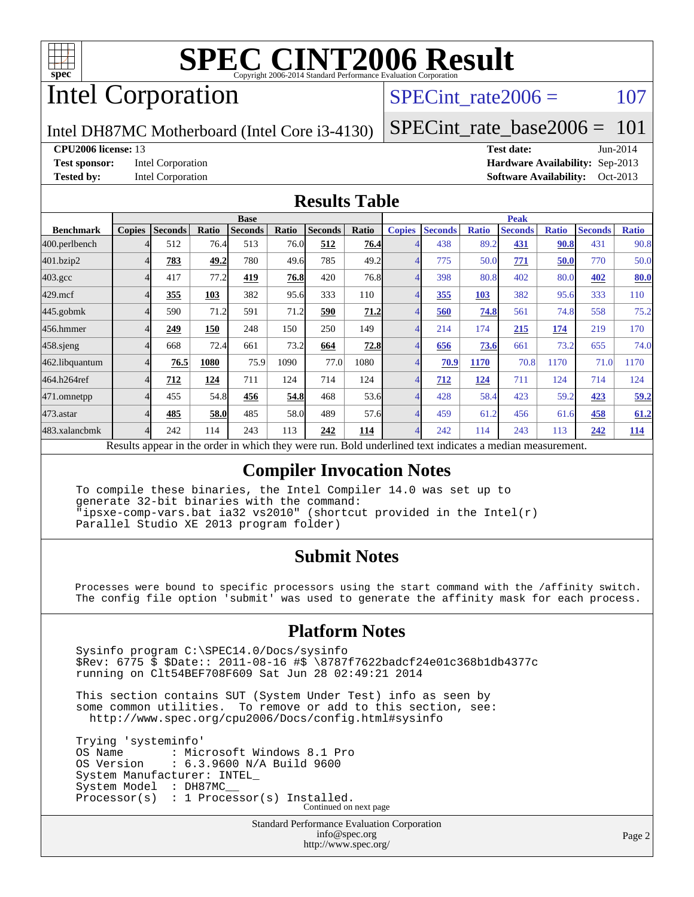# SPEC CINT2006 Result

Copyright 2006-2014 Standard Performance Evaluation Corporation

## Intel Corporation

Intel DH87MC Motherboard (Intel Core i3-4130)

SPECint_rate2006 = 107

SPECint_rate_base2006 = 101

**CPU2006 license:** 13
**Test sponsor:** Intel Corporation
**Tested by:** Intel Corporation

**Test date:** Jun-2014
**Hardware Availability:** Sep-2013
**Software Availability:** Oct-2013

## Results Table

| Benchmark | Base | | | | | | | Peak | | | | | | |
|---|---|---|---|---|---|---|---|---|---|---|---|---|---|---|
| | Copies | Seconds | Ratio | Seconds | Ratio | Seconds | Ratio | Copies | Seconds | Ratio | Seconds | Ratio | Seconds | Ratio |
| 400.perlbench | 4 | 512 | 76.4 | 513 | 76.0 | **512** | **76.4** | 4 | 438 | 89.2 | **431** | **90.8** | 431 | 90.8 |
| 401.bzip2 | 4 | **783** | **49.2** | 780 | 49.6 | 785 | 49.2 | 4 | 775 | 50.0 | **771** | **50.0** | 770 | 50.0 |
| 403.gcc | 4 | 417 | 77.2 | **419** | **76.8** | 420 | 76.8 | 4 | 398 | 80.8 | 402 | 80.0 | **402** | **80.0** |
| 429.mcf | 4 | **355** | **103** | 382 | 95.6 | 333 | 110 | 4 | **355** | **103** | 382 | 95.6 | 333 | 110 |
| 445.gobmk | 4 | 590 | 71.2 | 591 | 71.2 | **590** | **71.2** | 4 | **560** | **74.8** | 561 | 74.8 | 558 | 75.2 |
| 456.hmmer | 4 | **249** | **150** | 248 | 150 | 250 | 149 | 4 | 214 | 174 | **215** | **174** | 219 | 170 |
| 458.sjeng | 4 | 668 | 72.4 | 661 | 73.2 | **664** | **72.8** | 4 | **656** | **73.6** | 661 | 73.2 | 655 | 74.0 |
| 462.libquantum | 4 | **76.5** | **1080** | 75.9 | 1090 | 77.0 | 1080 | 4 | **70.9** | **1170** | 70.8 | 1170 | 71.0 | 1170 |
| 464.h264ref | 4 | **712** | **124** | 711 | 124 | 714 | 124 | 4 | **712** | **124** | 711 | 124 | 714 | 124 |
| 471.omnetpp | 4 | 455 | 54.8 | **456** | **54.8** | 468 | 53.6 | 4 | 428 | 58.4 | 423 | 59.2 | **423** | **59.2** |
| 473.astar | 4 | **485** | **58.0** | 485 | 58.0 | 489 | 57.6 | 4 | 459 | 61.2 | 456 | 61.6 | **458** | **61.2** |
| 483.xalancbmk | 4 | 242 | 114 | 243 | 113 | **242** | **114** | 4 | 242 | 114 | 243 | 113 | **242** | **114** |

Results appear in the order in which they were run. Bold underlined text indicates a median measurement.

## Compiler Invocation Notes

```
To compile these binaries, the Intel Compiler 14.0 was set up to
generate 32-bit binaries with the command:
"ipsxe-comp-vars.bat ia32 vs2010" (shortcut provided in the Intel(r)
Parallel Studio XE 2013 program folder)
```

## Submit Notes

```
Processes were bound to specific processors using the start command with the /affinity switch.
The config file option 'submit' was used to generate the affinity mask for each process.
```

## Platform Notes

```
Sysinfo program C:\SPEC14.0/Docs/sysinfo
$Rev: 6775 $ $Date:: 2011-08-16 #$ \8787f7622badcf24e01c368b1db4377c
running on Clt54BEF708F609 Sat Jun 28 02:49:21 2014

This section contains SUT (System Under Test) info as seen by
some common utilities.  To remove or add to this section, see:
  http://www.spec.org/cpu2006/Docs/config.html#sysinfo

Trying 'systeminfo'
OS Name       : Microsoft Windows 8.1 Pro
OS Version    : 6.3.9600 N/A Build 9600
System Manufacturer: INTEL_
System Model  : DH87MC__
Processor(s)  : 1 Processor(s) Installed.
```

Continued on next page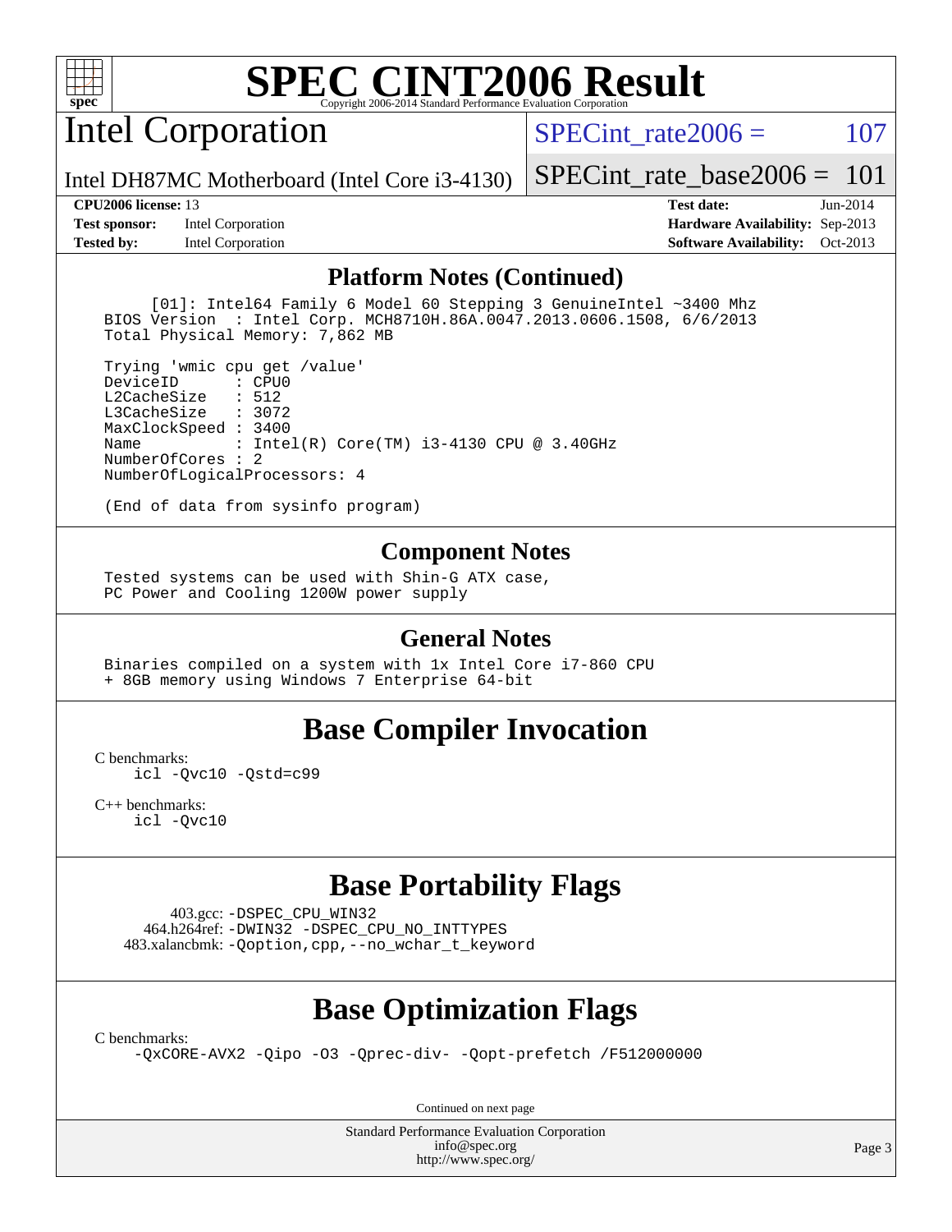# SPEC CINT2006 Result

## Intel Corporation

Intel DH87MC Motherboard (Intel Core i3-4130)

SPECint_rate2006 = 107

SPECint_rate_base2006 = 101

**CPU2006 license:** 13
**Test sponsor:** Intel Corporation
**Tested by:** Intel Corporation

**Test date:** Jun-2014
**Hardware Availability:** Sep-2013
**Software Availability:** Oct-2013

### Platform Notes (Continued)

```
     [01]: Intel64 Family 6 Model 60 Stepping 3 GenuineIntel ~3400 Mhz
BIOS Version  : Intel Corp. MCH8710H.86A.0047.2013.0606.1508, 6/6/2013
Total Physical Memory: 7,862 MB

Trying 'wmic cpu get /value'
DeviceID      : CPU0
L2CacheSize   : 512
L3CacheSize   : 3072
MaxClockSpeed : 3400
Name          : Intel(R) Core(TM) i3-4130 CPU @ 3.40GHz
NumberOfCores : 2
NumberOfLogicalProcessors: 4

(End of data from sysinfo program)
```

### Component Notes

```
Tested systems can be used with Shin-G ATX case,
PC Power and Cooling 1200W power supply
```

### General Notes

```
Binaries compiled on a system with 1x Intel Core i7-860 CPU
+ 8GB memory using Windows 7 Enterprise 64-bit
```

## Base Compiler Invocation

C benchmarks:
    icl -Qvc10 -Qstd=c99

C++ benchmarks:
    icl -Qvc10

## Base Portability Flags

403.gcc: -DSPEC_CPU_WIN32
464.h264ref: -DWIN32 -DSPEC_CPU_NO_INTTYPES
483.xalancbmk: -Qoption,cpp,--no_wchar_t_keyword

## Base Optimization Flags

C benchmarks:
    -QxCORE-AVX2 -Qipo -O3 -Qprec-div- -Qopt-prefetch /F512000000

Continued on next page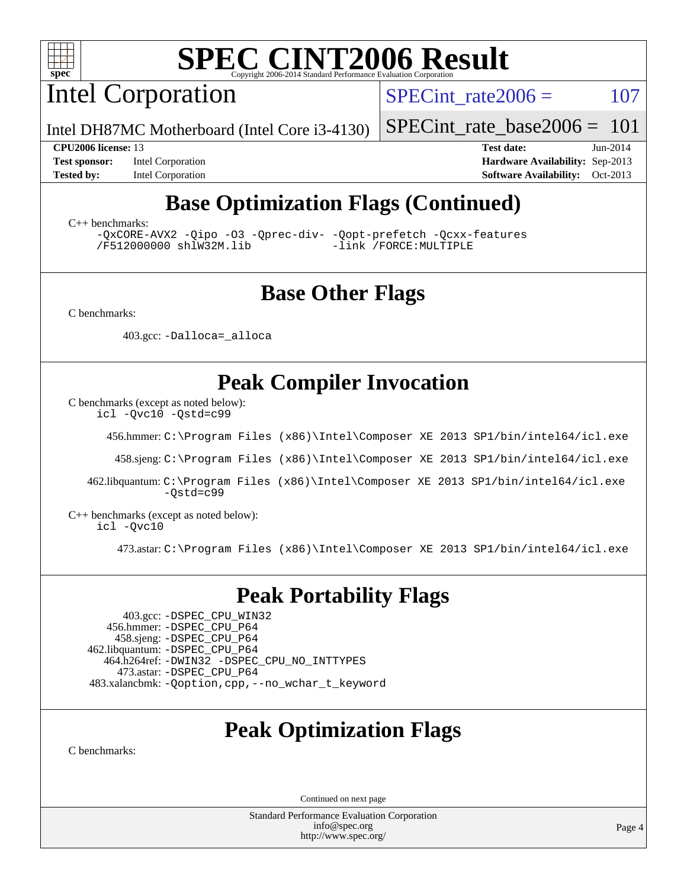# SPEC CINT2006 Result

Copyright 2006-2014 Standard Performance Evaluation Corporation

## Intel Corporation

Intel DH87MC Motherboard (Intel Core i3-4130)

SPECint_rate2006 = 107

SPECint_rate_base2006 = 101

**CPU2006 license:** 13
**Test sponsor:** Intel Corporation
**Tested by:** Intel Corporation

**Test date:** Jun-2014
**Hardware Availability:** Sep-2013
**Software Availability:** Oct-2013

## Base Optimization Flags (Continued)

C++ benchmarks:

```
-QxCORE-AVX2 -Qipo -O3 -Qprec-div- -Qopt-prefetch -Qcxx-features
/F512000000 shlW32M.lib -link /FORCE:MULTIPLE
```

## Base Other Flags

C benchmarks:

403.gcc: `-Dalloca=_alloca`

## Peak Compiler Invocation

C benchmarks (except as noted below):
`icl -Qvc10 -Qstd=c99`

456.hmmer: `C:\Program Files (x86)\Intel\Composer XE 2013 SP1/bin/intel64/icl.exe`

458.sjeng: `C:\Program Files (x86)\Intel\Composer XE 2013 SP1/bin/intel64/icl.exe`

462.libquantum: `C:\Program Files (x86)\Intel\Composer XE 2013 SP1/bin/intel64/icl.exe -Qstd=c99`

C++ benchmarks (except as noted below):
`icl -Qvc10`

473.astar: `C:\Program Files (x86)\Intel\Composer XE 2013 SP1/bin/intel64/icl.exe`

## Peak Portability Flags

403.gcc: `-DSPEC_CPU_WIN32`
456.hmmer: `-DSPEC_CPU_P64`
458.sjeng: `-DSPEC_CPU_P64`
462.libquantum: `-DSPEC_CPU_P64`
464.h264ref: `-DWIN32 -DSPEC_CPU_NO_INTTYPES`
473.astar: `-DSPEC_CPU_P64`
483.xalancbmk: `-Qoption,cpp,--no_wchar_t_keyword`

## Peak Optimization Flags

C benchmarks:

Continued on next page

Standard Performance Evaluation Corporation
info@spec.org
http://www.spec.org/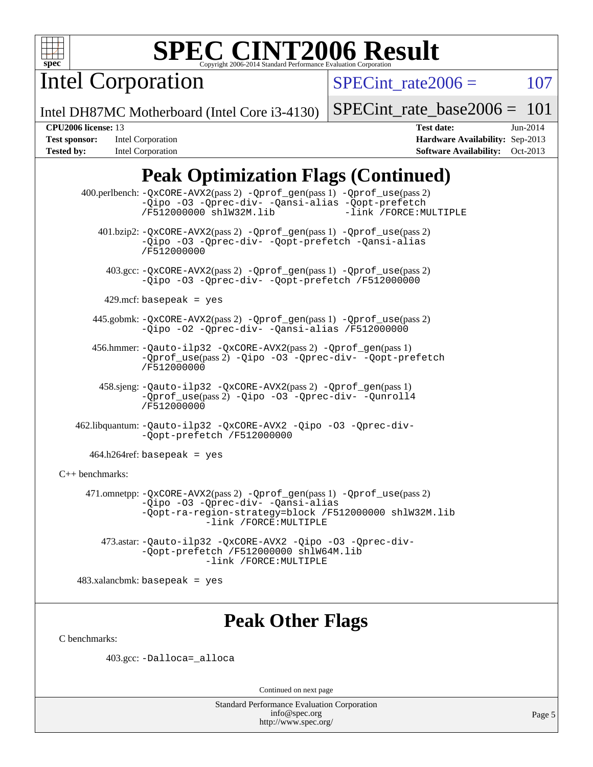# SPEC CINT2006 Result

Copyright 2006-2014 Standard Performance Evaluation Corporation

## Intel Corporation

Intel DH87MC Motherboard (Intel Core i3-4130)

SPECint_rate2006 = 107

SPECint_rate_base2006 = 101

**CPU2006 license:** 13
**Test sponsor:** Intel Corporation
**Tested by:** Intel Corporation

**Test date:** Jun-2014
**Hardware Availability:** Sep-2013
**Software Availability:** Oct-2013

## Peak Optimization Flags (Continued)

400.perlbench: -QxCORE-AVX2(pass 2) -Qprof_gen(pass 1) -Qprof_use(pass 2) -Qipo -O3 -Qprec-div- -Qansi-alias -Qopt-prefetch /F512000000 shlW32M.lib -link /FORCE:MULTIPLE

401.bzip2: -QxCORE-AVX2(pass 2) -Qprof_gen(pass 1) -Qprof_use(pass 2) -Qipo -O3 -Qprec-div- -Qopt-prefetch -Qansi-alias /F512000000

403.gcc: -QxCORE-AVX2(pass 2) -Qprof_gen(pass 1) -Qprof_use(pass 2) -Qipo -O3 -Qprec-div- -Qopt-prefetch /F512000000

429.mcf: basepeak = yes

445.gobmk: -QxCORE-AVX2(pass 2) -Qprof_gen(pass 1) -Qprof_use(pass 2) -Qipo -O2 -Qprec-div- -Qansi-alias /F512000000

456.hmmer: -Qauto-ilp32 -QxCORE-AVX2(pass 2) -Qprof_gen(pass 1) -Qprof_use(pass 2) -Qipo -O3 -Qprec-div- -Qopt-prefetch /F512000000

458.sjeng: -Qauto-ilp32 -QxCORE-AVX2(pass 2) -Qprof_gen(pass 1) -Qprof_use(pass 2) -Qipo -O3 -Qprec-div- -Qunroll4 /F512000000

462.libquantum: -Qauto-ilp32 -QxCORE-AVX2 -Qipo -O3 -Qprec-div- -Qopt-prefetch /F512000000

464.h264ref: basepeak = yes

C++ benchmarks:

471.omnetpp: -QxCORE-AVX2(pass 2) -Qprof_gen(pass 1) -Qprof_use(pass 2) -Qipo -O3 -Qprec-div- -Qansi-alias -Qopt-ra-region-strategy=block /F512000000 shlW32M.lib -link /FORCE:MULTIPLE

473.astar: -Qauto-ilp32 -QxCORE-AVX2 -Qipo -O3 -Qprec-div- -Qopt-prefetch /F512000000 shlW64M.lib -link /FORCE:MULTIPLE

483.xalancbmk: basepeak = yes

## Peak Other Flags

C benchmarks:

403.gcc: -Dalloca=_alloca

Continued on next page

Standard Performance Evaluation Corporation
info@spec.org
http://www.spec.org/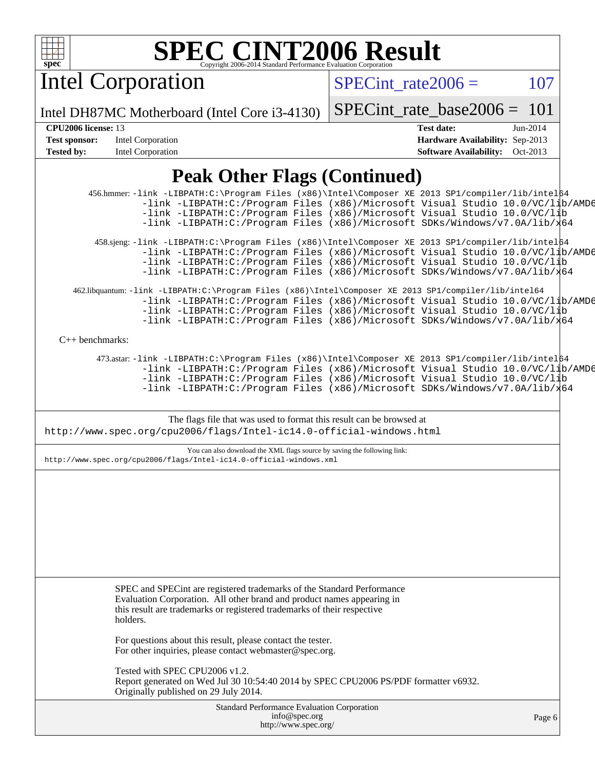# SPEC CINT2006 Result

Copyright 2006-2014 Standard Performance Evaluation Corporation

## Intel Corporation

Intel DH87MC Motherboard (Intel Core i3-4130)

SPECint_rate2006 = 107

SPECint_rate_base2006 = 101

**CPU2006 license:** 13
**Test sponsor:** Intel Corporation
**Tested by:** Intel Corporation

**Test date:** Jun-2014
**Hardware Availability:** Sep-2013
**Software Availability:** Oct-2013

## Peak Other Flags (Continued)

456.hmmer:
```
-link -LIBPATH:C:\Program Files (x86)\Intel\Composer XE 2013 SP1/compiler/lib/intel64
-link -LIBPATH:C:/Program Files (x86)/Microsoft Visual Studio 10.0/VC/lib/AMD6
-link -LIBPATH:C:/Program Files (x86)/Microsoft Visual Studio 10.0/VC/lib
-link -LIBPATH:C:/Program Files (x86)/Microsoft SDKs/Windows/v7.0A/lib/x64
```

458.sjeng:
```
-link -LIBPATH:C:\Program Files (x86)\Intel\Composer XE 2013 SP1/compiler/lib/intel64
-link -LIBPATH:C:/Program Files (x86)/Microsoft Visual Studio 10.0/VC/lib/AMD6
-link -LIBPATH:C:/Program Files (x86)/Microsoft Visual Studio 10.0/VC/lib
-link -LIBPATH:C:/Program Files (x86)/Microsoft SDKs/Windows/v7.0A/lib/x64
```

462.libquantum:
```
-link -LIBPATH:C:\Program Files (x86)\Intel\Composer XE 2013 SP1/compiler/lib/intel64
-link -LIBPATH:C:/Program Files (x86)/Microsoft Visual Studio 10.0/VC/lib/AMD6
-link -LIBPATH:C:/Program Files (x86)/Microsoft Visual Studio 10.0/VC/lib
-link -LIBPATH:C:/Program Files (x86)/Microsoft SDKs/Windows/v7.0A/lib/x64
```

C++ benchmarks:

473.astar:
```
-link -LIBPATH:C:\Program Files (x86)\Intel\Composer XE 2013 SP1/compiler/lib/intel64
-link -LIBPATH:C:/Program Files (x86)/Microsoft Visual Studio 10.0/VC/lib/AMD6
-link -LIBPATH:C:/Program Files (x86)/Microsoft Visual Studio 10.0/VC/lib
-link -LIBPATH:C:/Program Files (x86)/Microsoft SDKs/Windows/v7.0A/lib/x64
```

The flags file that was used to format this result can be browsed at
http://www.spec.org/cpu2006/flags/Intel-ic14.0-official-windows.html

You can also download the XML flags source by saving the following link:
http://www.spec.org/cpu2006/flags/Intel-ic14.0-official-windows.xml

SPEC and SPECint are registered trademarks of the Standard Performance Evaluation Corporation. All other brand and product names appearing in this result are trademarks or registered trademarks of their respective holders.

For questions about this result, please contact the tester.
For other inquiries, please contact webmaster@spec.org.

Tested with SPEC CPU2006 v1.2.
Report generated on Wed Jul 30 10:54:40 2014 by SPEC CPU2006 PS/PDF formatter v6932.
Originally published on 29 July 2014.

Standard Performance Evaluation Corporation
info@spec.org
http://www.spec.org/